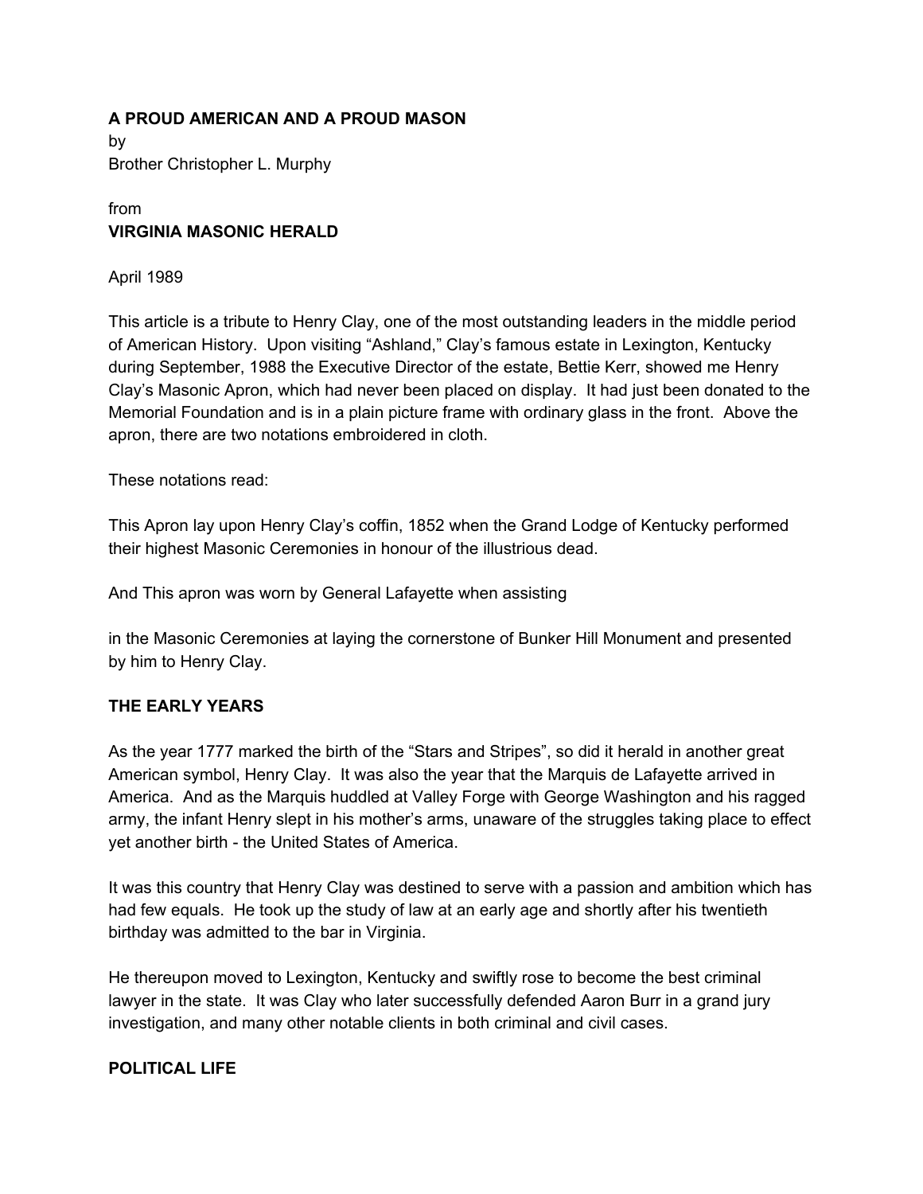**A PROUD AMERICAN AND A PROUD MASON**
by
Brother Christopher L. Murphy

from
**VIRGINIA MASONIC HERALD**

April 1989

This article is a tribute to Henry Clay, one of the most outstanding leaders in the middle period of American History. Upon visiting "Ashland," Clay's famous estate in Lexington, Kentucky during September, 1988 the Executive Director of the estate, Bettie Kerr, showed me Henry Clay's Masonic Apron, which had never been placed on display. It had just been donated to the Memorial Foundation and is in a plain picture frame with ordinary glass in the front. Above the apron, there are two notations embroidered in cloth.

These notations read:

This Apron lay upon Henry Clay's coffin, 1852 when the Grand Lodge of Kentucky performed their highest Masonic Ceremonies in honour of the illustrious dead.

And This apron was worn by General Lafayette when assisting

in the Masonic Ceremonies at laying the cornerstone of Bunker Hill Monument and presented by him to Henry Clay.

## THE EARLY YEARS

As the year 1777 marked the birth of the "Stars and Stripes", so did it herald in another great American symbol, Henry Clay. It was also the year that the Marquis de Lafayette arrived in America. And as the Marquis huddled at Valley Forge with George Washington and his ragged army, the infant Henry slept in his mother's arms, unaware of the struggles taking place to effect yet another birth - the United States of America.

It was this country that Henry Clay was destined to serve with a passion and ambition which has had few equals. He took up the study of law at an early age and shortly after his twentieth birthday was admitted to the bar in Virginia.

He thereupon moved to Lexington, Kentucky and swiftly rose to become the best criminal lawyer in the state. It was Clay who later successfully defended Aaron Burr in a grand jury investigation, and many other notable clients in both criminal and civil cases.

## POLITICAL LIFE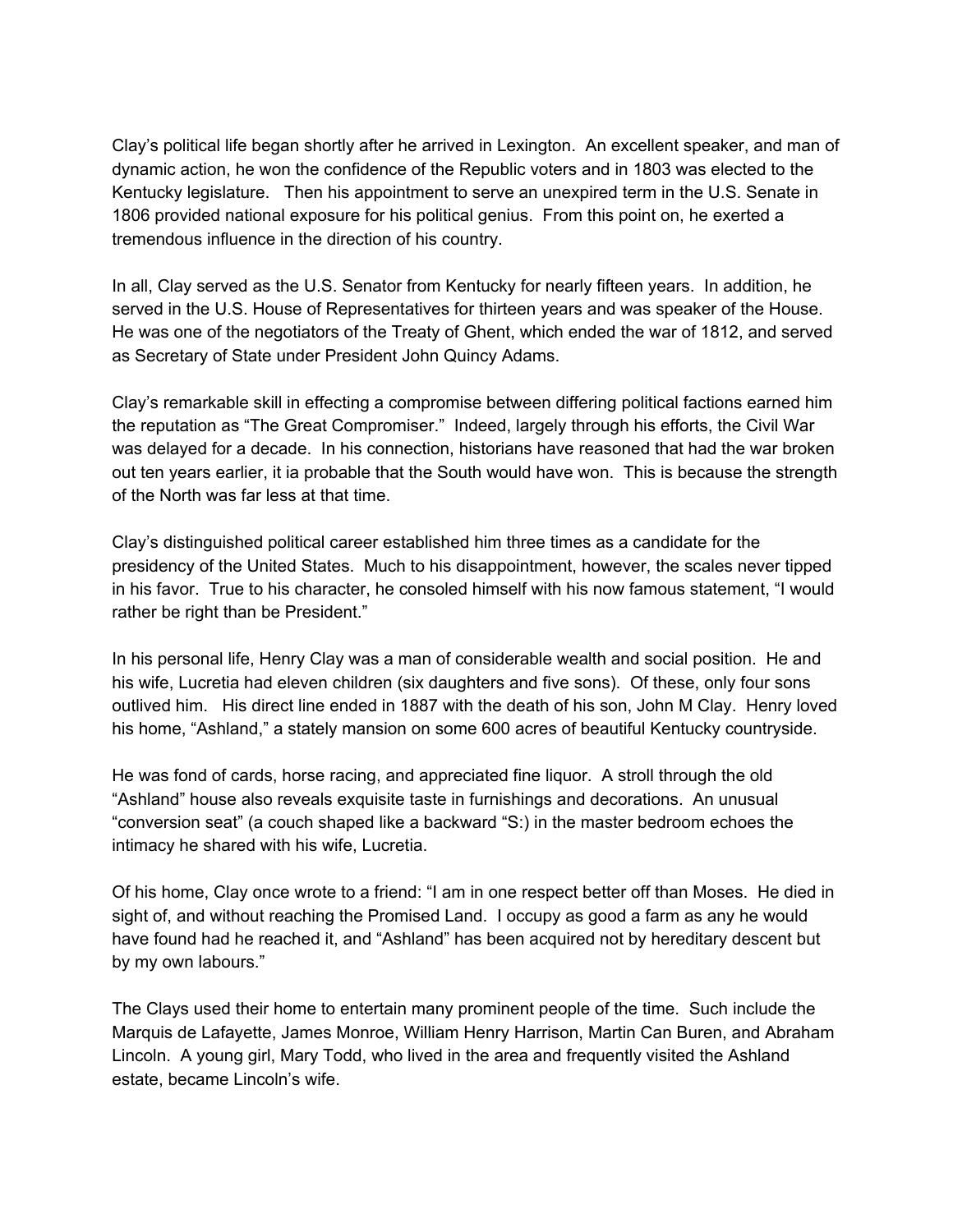Clay's political life began shortly after he arrived in Lexington. An excellent speaker, and man of dynamic action, he won the confidence of the Republic voters and in 1803 was elected to the Kentucky legislature. Then his appointment to serve an unexpired term in the U.S. Senate in 1806 provided national exposure for his political genius. From this point on, he exerted a tremendous influence in the direction of his country.

In all, Clay served as the U.S. Senator from Kentucky for nearly fifteen years. In addition, he served in the U.S. House of Representatives for thirteen years and was speaker of the House. He was one of the negotiators of the Treaty of Ghent, which ended the war of 1812, and served as Secretary of State under President John Quincy Adams.

Clay's remarkable skill in effecting a compromise between differing political factions earned him the reputation as "The Great Compromiser." Indeed, largely through his efforts, the Civil War was delayed for a decade. In his connection, historians have reasoned that had the war broken out ten years earlier, it ia probable that the South would have won. This is because the strength of the North was far less at that time.

Clay's distinguished political career established him three times as a candidate for the presidency of the United States. Much to his disappointment, however, the scales never tipped in his favor. True to his character, he consoled himself with his now famous statement, "I would rather be right than be President."

In his personal life, Henry Clay was a man of considerable wealth and social position. He and his wife, Lucretia had eleven children (six daughters and five sons). Of these, only four sons outlived him. His direct line ended in 1887 with the death of his son, John M Clay. Henry loved his home, "Ashland," a stately mansion on some 600 acres of beautiful Kentucky countryside.

He was fond of cards, horse racing, and appreciated fine liquor. A stroll through the old "Ashland" house also reveals exquisite taste in furnishings and decorations. An unusual "conversion seat" (a couch shaped like a backward "S:) in the master bedroom echoes the intimacy he shared with his wife, Lucretia.

Of his home, Clay once wrote to a friend: "I am in one respect better off than Moses. He died in sight of, and without reaching the Promised Land. I occupy as good a farm as any he would have found had he reached it, and "Ashland" has been acquired not by hereditary descent but by my own labours."

The Clays used their home to entertain many prominent people of the time. Such include the Marquis de Lafayette, James Monroe, William Henry Harrison, Martin Can Buren, and Abraham Lincoln. A young girl, Mary Todd, who lived in the area and frequently visited the Ashland estate, became Lincoln's wife.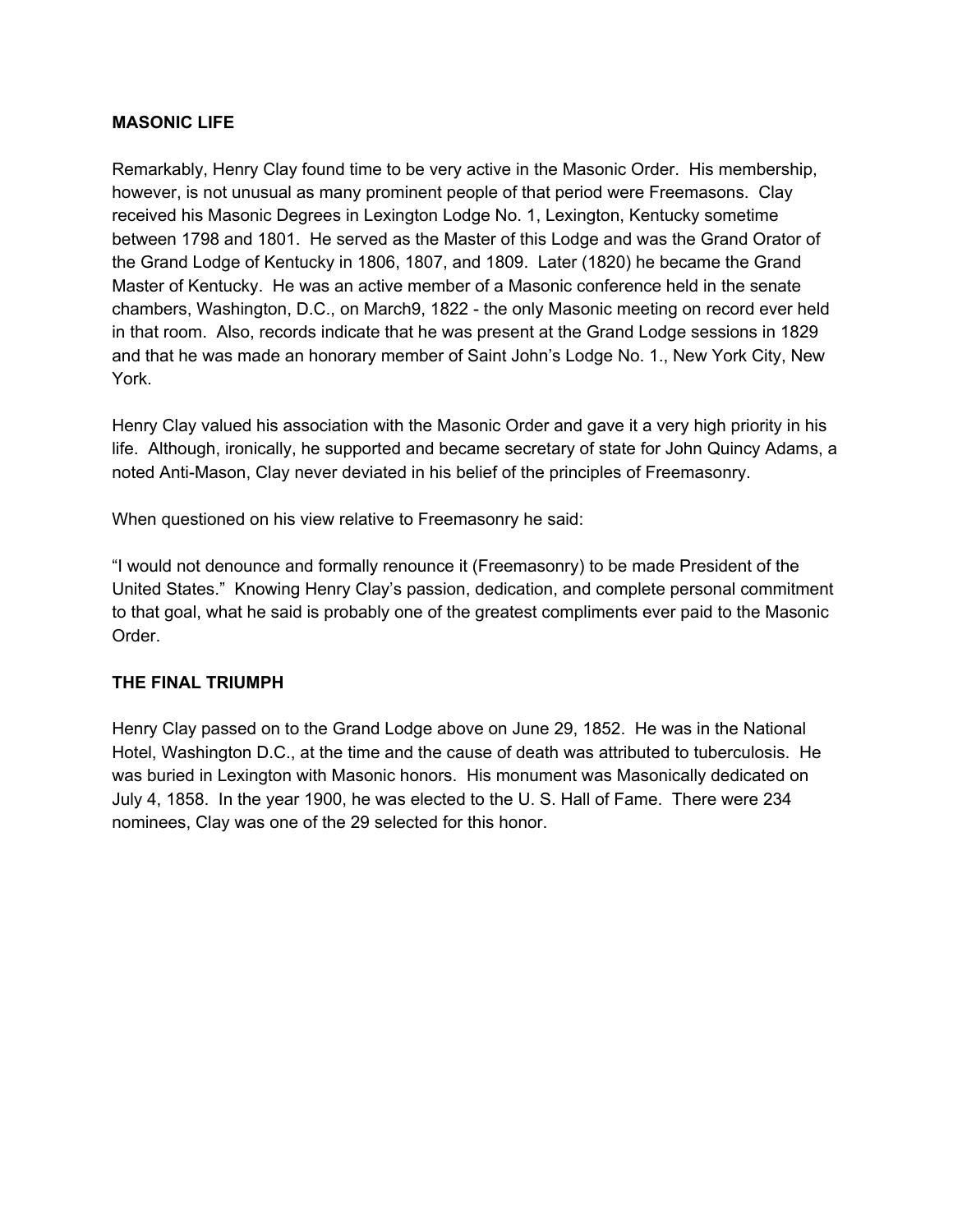**MASONIC LIFE**

Remarkably, Henry Clay found time to be very active in the Masonic Order. His membership, however, is not unusual as many prominent people of that period were Freemasons. Clay received his Masonic Degrees in Lexington Lodge No. 1, Lexington, Kentucky sometime between 1798 and 1801. He served as the Master of this Lodge and was the Grand Orator of the Grand Lodge of Kentucky in 1806, 1807, and 1809. Later (1820) he became the Grand Master of Kentucky. He was an active member of a Masonic conference held in the senate chambers, Washington, D.C., on March9, 1822 - the only Masonic meeting on record ever held in that room. Also, records indicate that he was present at the Grand Lodge sessions in 1829 and that he was made an honorary member of Saint John's Lodge No. 1., New York City, New York.

Henry Clay valued his association with the Masonic Order and gave it a very high priority in his life. Although, ironically, he supported and became secretary of state for John Quincy Adams, a noted Anti-Mason, Clay never deviated in his belief of the principles of Freemasonry.

When questioned on his view relative to Freemasonry he said:

"I would not denounce and formally renounce it (Freemasonry) to be made President of the United States." Knowing Henry Clay's passion, dedication, and complete personal commitment to that goal, what he said is probably one of the greatest compliments ever paid to the Masonic Order.

**THE FINAL TRIUMPH**

Henry Clay passed on to the Grand Lodge above on June 29, 1852. He was in the National Hotel, Washington D.C., at the time and the cause of death was attributed to tuberculosis. He was buried in Lexington with Masonic honors. His monument was Masonically dedicated on July 4, 1858. In the year 1900, he was elected to the U. S. Hall of Fame. There were 234 nominees, Clay was one of the 29 selected for this honor.